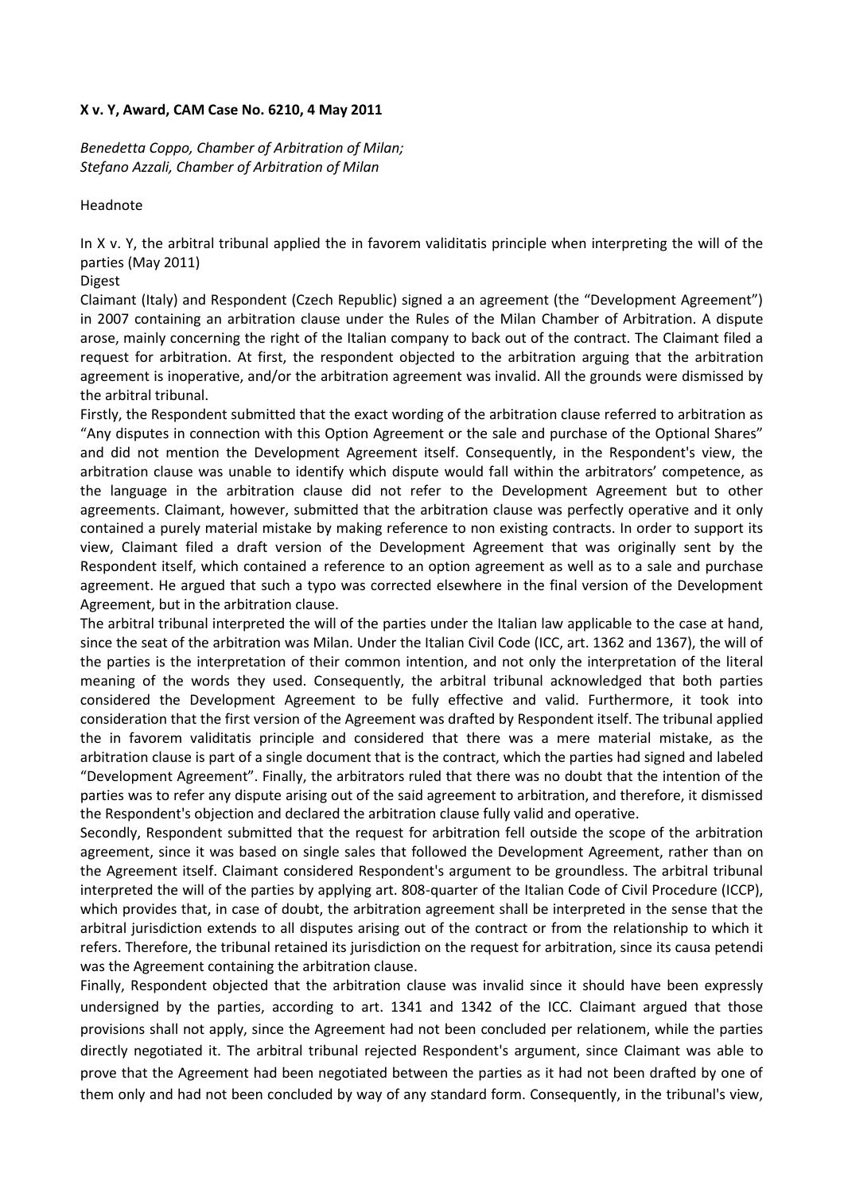**X v. Y, Award, CAM Case No. 6210, 4 May 2011**

*Benedetta Coppo, Chamber of Arbitration of Milan;*
*Stefano Azzali, Chamber of Arbitration of Milan*

Headnote

In X v. Y, the arbitral tribunal applied the in favorem validitatis principle when interpreting the will of the parties (May 2011)

Digest

Claimant (Italy) and Respondent (Czech Republic) signed a an agreement (the "Development Agreement") in 2007 containing an arbitration clause under the Rules of the Milan Chamber of Arbitration. A dispute arose, mainly concerning the right of the Italian company to back out of the contract. The Claimant filed a request for arbitration. At first, the respondent objected to the arbitration arguing that the arbitration agreement is inoperative, and/or the arbitration agreement was invalid. All the grounds were dismissed by the arbitral tribunal.

Firstly, the Respondent submitted that the exact wording of the arbitration clause referred to arbitration as "Any disputes in connection with this Option Agreement or the sale and purchase of the Optional Shares" and did not mention the Development Agreement itself. Consequently, in the Respondent's view, the arbitration clause was unable to identify which dispute would fall within the arbitrators' competence, as the language in the arbitration clause did not refer to the Development Agreement but to other agreements. Claimant, however, submitted that the arbitration clause was perfectly operative and it only contained a purely material mistake by making reference to non existing contracts. In order to support its view, Claimant filed a draft version of the Development Agreement that was originally sent by the Respondent itself, which contained a reference to an option agreement as well as to a sale and purchase agreement. He argued that such a typo was corrected elsewhere in the final version of the Development Agreement, but in the arbitration clause.

The arbitral tribunal interpreted the will of the parties under the Italian law applicable to the case at hand, since the seat of the arbitration was Milan. Under the Italian Civil Code (ICC, art. 1362 and 1367), the will of the parties is the interpretation of their common intention, and not only the interpretation of the literal meaning of the words they used. Consequently, the arbitral tribunal acknowledged that both parties considered the Development Agreement to be fully effective and valid. Furthermore, it took into consideration that the first version of the Agreement was drafted by Respondent itself. The tribunal applied the in favorem validitatis principle and considered that there was a mere material mistake, as the arbitration clause is part of a single document that is the contract, which the parties had signed and labeled "Development Agreement". Finally, the arbitrators ruled that there was no doubt that the intention of the parties was to refer any dispute arising out of the said agreement to arbitration, and therefore, it dismissed the Respondent's objection and declared the arbitration clause fully valid and operative.

Secondly, Respondent submitted that the request for arbitration fell outside the scope of the arbitration agreement, since it was based on single sales that followed the Development Agreement, rather than on the Agreement itself. Claimant considered Respondent's argument to be groundless. The arbitral tribunal interpreted the will of the parties by applying art. 808-quarter of the Italian Code of Civil Procedure (ICCP), which provides that, in case of doubt, the arbitration agreement shall be interpreted in the sense that the arbitral jurisdiction extends to all disputes arising out of the contract or from the relationship to which it refers. Therefore, the tribunal retained its jurisdiction on the request for arbitration, since its causa petendi was the Agreement containing the arbitration clause.

Finally, Respondent objected that the arbitration clause was invalid since it should have been expressly undersigned by the parties, according to art. 1341 and 1342 of the ICC. Claimant argued that those provisions shall not apply, since the Agreement had not been concluded per relationem, while the parties directly negotiated it. The arbitral tribunal rejected Respondent's argument, since Claimant was able to prove that the Agreement had been negotiated between the parties as it had not been drafted by one of them only and had not been concluded by way of any standard form. Consequently, in the tribunal's view,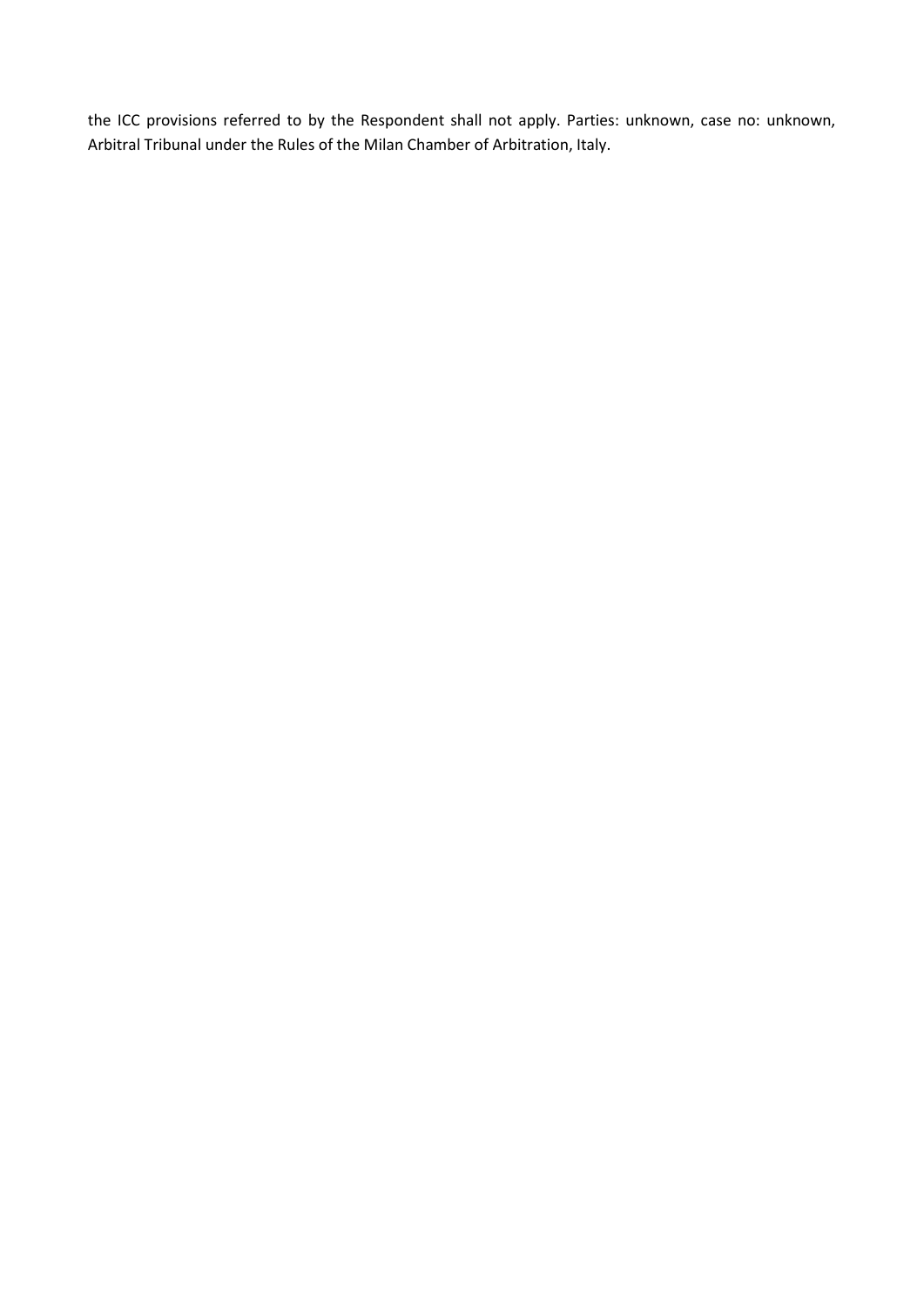the ICC provisions referred to by the Respondent shall not apply. Parties: unknown, case no: unknown, Arbitral Tribunal under the Rules of the Milan Chamber of Arbitration, Italy.